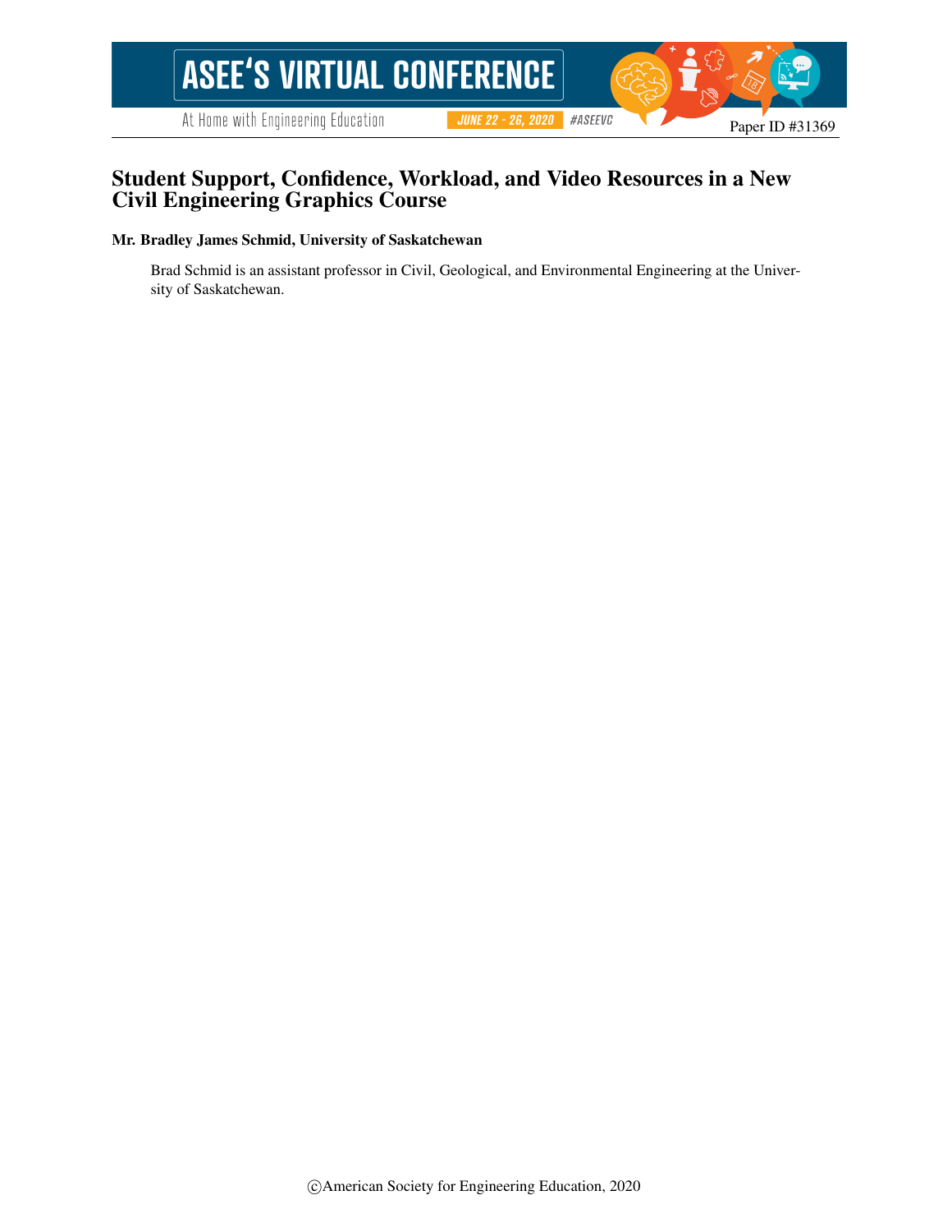Paper ID #31369

# Student Support, Confidence, Workload, and Video Resources in a New Civil Engineering Graphics Course

**Mr. Bradley James Schmid, University of Saskatchewan**

Brad Schmid is an assistant professor in Civil, Geological, and Environmental Engineering at the University of Saskatchewan.

©American Society for Engineering Education, 2020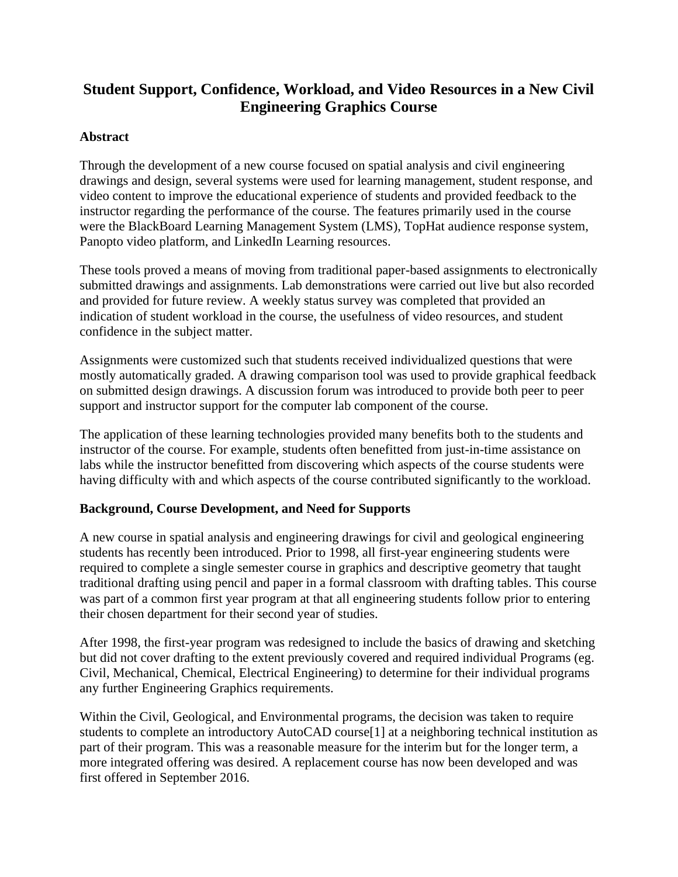# Student Support, Confidence, Workload, and Video Resources in a New Civil Engineering Graphics Course

## Abstract

Through the development of a new course focused on spatial analysis and civil engineering drawings and design, several systems were used for learning management, student response, and video content to improve the educational experience of students and provided feedback to the instructor regarding the performance of the course. The features primarily used in the course were the BlackBoard Learning Management System (LMS), TopHat audience response system, Panopto video platform, and LinkedIn Learning resources.

These tools proved a means of moving from traditional paper-based assignments to electronically submitted drawings and assignments. Lab demonstrations were carried out live but also recorded and provided for future review. A weekly status survey was completed that provided an indication of student workload in the course, the usefulness of video resources, and student confidence in the subject matter.

Assignments were customized such that students received individualized questions that were mostly automatically graded. A drawing comparison tool was used to provide graphical feedback on submitted design drawings. A discussion forum was introduced to provide both peer to peer support and instructor support for the computer lab component of the course.

The application of these learning technologies provided many benefits both to the students and instructor of the course. For example, students often benefitted from just-in-time assistance on labs while the instructor benefitted from discovering which aspects of the course students were having difficulty with and which aspects of the course contributed significantly to the workload.

## Background, Course Development, and Need for Supports

A new course in spatial analysis and engineering drawings for civil and geological engineering students has recently been introduced. Prior to 1998, all first-year engineering students were required to complete a single semester course in graphics and descriptive geometry that taught traditional drafting using pencil and paper in a formal classroom with drafting tables. This course was part of a common first year program at that all engineering students follow prior to entering their chosen department for their second year of studies.

After 1998, the first-year program was redesigned to include the basics of drawing and sketching but did not cover drafting to the extent previously covered and required individual Programs (eg. Civil, Mechanical, Chemical, Electrical Engineering) to determine for their individual programs any further Engineering Graphics requirements.

Within the Civil, Geological, and Environmental programs, the decision was taken to require students to complete an introductory AutoCAD course[1] at a neighboring technical institution as part of their program. This was a reasonable measure for the interim but for the longer term, a more integrated offering was desired. A replacement course has now been developed and was first offered in September 2016.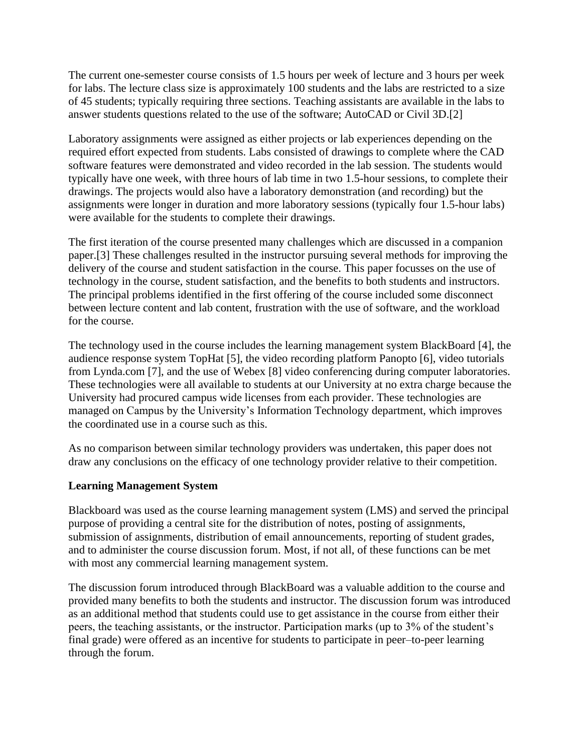The current one-semester course consists of 1.5 hours per week of lecture and 3 hours per week for labs. The lecture class size is approximately 100 students and the labs are restricted to a size of 45 students; typically requiring three sections. Teaching assistants are available in the labs to answer students questions related to the use of the software; AutoCAD or Civil 3D.[2]

Laboratory assignments were assigned as either projects or lab experiences depending on the required effort expected from students. Labs consisted of drawings to complete where the CAD software features were demonstrated and video recorded in the lab session. The students would typically have one week, with three hours of lab time in two 1.5-hour sessions, to complete their drawings. The projects would also have a laboratory demonstration (and recording) but the assignments were longer in duration and more laboratory sessions (typically four 1.5-hour labs) were available for the students to complete their drawings.

The first iteration of the course presented many challenges which are discussed in a companion paper.[3] These challenges resulted in the instructor pursuing several methods for improving the delivery of the course and student satisfaction in the course. This paper focusses on the use of technology in the course, student satisfaction, and the benefits to both students and instructors. The principal problems identified in the first offering of the course included some disconnect between lecture content and lab content, frustration with the use of software, and the workload for the course.

The technology used in the course includes the learning management system BlackBoard [4], the audience response system TopHat [5], the video recording platform Panopto [6], video tutorials from Lynda.com [7], and the use of Webex [8] video conferencing during computer laboratories. These technologies were all available to students at our University at no extra charge because the University had procured campus wide licenses from each provider. These technologies are managed on Campus by the University's Information Technology department, which improves the coordinated use in a course such as this.

As no comparison between similar technology providers was undertaken, this paper does not draw any conclusions on the efficacy of one technology provider relative to their competition.

**Learning Management System**

Blackboard was used as the course learning management system (LMS) and served the principal purpose of providing a central site for the distribution of notes, posting of assignments, submission of assignments, distribution of email announcements, reporting of student grades, and to administer the course discussion forum. Most, if not all, of these functions can be met with most any commercial learning management system.

The discussion forum introduced through BlackBoard was a valuable addition to the course and provided many benefits to both the students and instructor. The discussion forum was introduced as an additional method that students could use to get assistance in the course from either their peers, the teaching assistants, or the instructor. Participation marks (up to 3% of the student's final grade) were offered as an incentive for students to participate in peer–to-peer learning through the forum.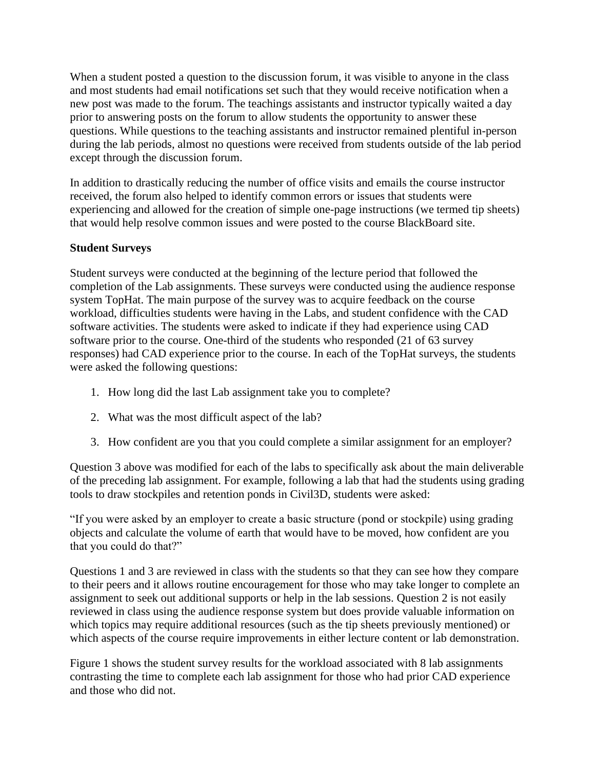When a student posted a question to the discussion forum, it was visible to anyone in the class and most students had email notifications set such that they would receive notification when a new post was made to the forum. The teachings assistants and instructor typically waited a day prior to answering posts on the forum to allow students the opportunity to answer these questions. While questions to the teaching assistants and instructor remained plentiful in-person during the lab periods, almost no questions were received from students outside of the lab period except through the discussion forum.

In addition to drastically reducing the number of office visits and emails the course instructor received, the forum also helped to identify common errors or issues that students were experiencing and allowed for the creation of simple one-page instructions (we termed tip sheets) that would help resolve common issues and were posted to the course BlackBoard site.

**Student Surveys**

Student surveys were conducted at the beginning of the lecture period that followed the completion of the Lab assignments. These surveys were conducted using the audience response system TopHat. The main purpose of the survey was to acquire feedback on the course workload, difficulties students were having in the Labs, and student confidence with the CAD software activities. The students were asked to indicate if they had experience using CAD software prior to the course. One-third of the students who responded (21 of 63 survey responses) had CAD experience prior to the course. In each of the TopHat surveys, the students were asked the following questions:

1. How long did the last Lab assignment take you to complete?
2. What was the most difficult aspect of the lab?
3. How confident are you that you could complete a similar assignment for an employer?

Question 3 above was modified for each of the labs to specifically ask about the main deliverable of the preceding lab assignment. For example, following a lab that had the students using grading tools to draw stockpiles and retention ponds in Civil3D, students were asked:

"If you were asked by an employer to create a basic structure (pond or stockpile) using grading objects and calculate the volume of earth that would have to be moved, how confident are you that you could do that?"

Questions 1 and 3 are reviewed in class with the students so that they can see how they compare to their peers and it allows routine encouragement for those who may take longer to complete an assignment to seek out additional supports or help in the lab sessions. Question 2 is not easily reviewed in class using the audience response system but does provide valuable information on which topics may require additional resources (such as the tip sheets previously mentioned) or which aspects of the course require improvements in either lecture content or lab demonstration.

Figure 1 shows the student survey results for the workload associated with 8 lab assignments contrasting the time to complete each lab assignment for those who had prior CAD experience and those who did not.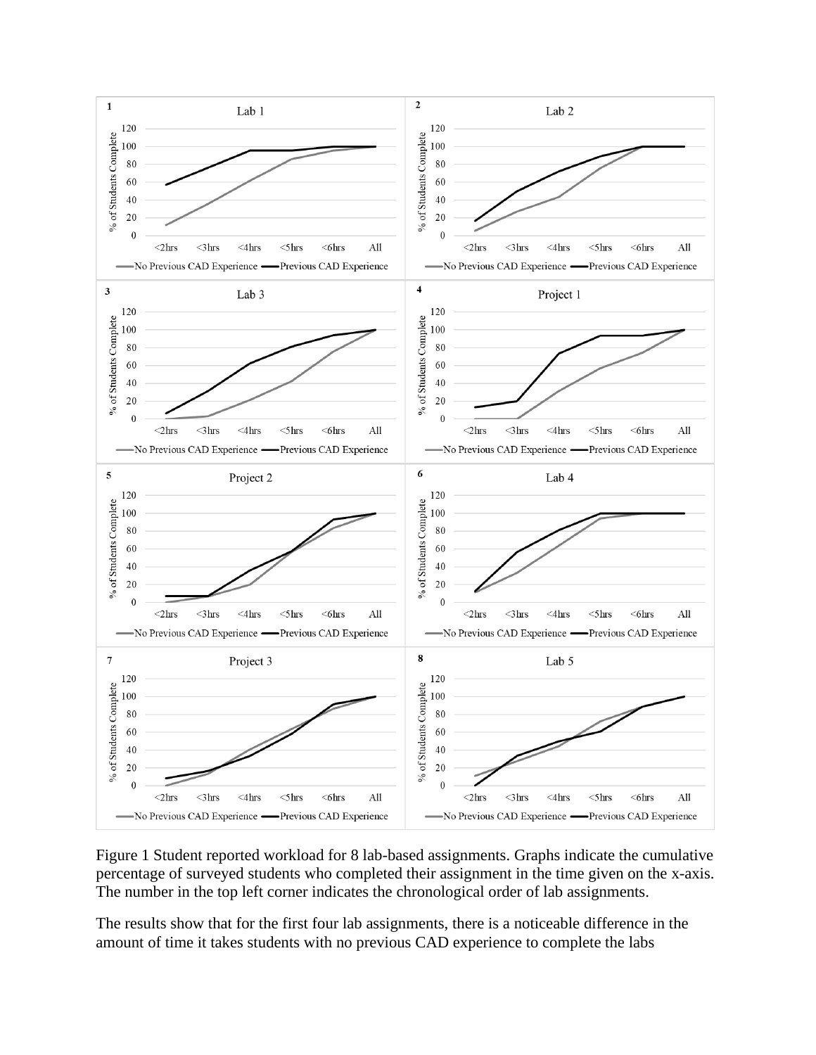Figure 1 Student reported workload for 8 lab-based assignments. Graphs indicate the cumulative percentage of surveyed students who completed their assignment in the time given on the x-axis. The number in the top left corner indicates the chronological order of lab assignments.

The results show that for the first four lab assignments, there is a noticeable difference in the amount of time it takes students with no previous CAD experience to complete the labs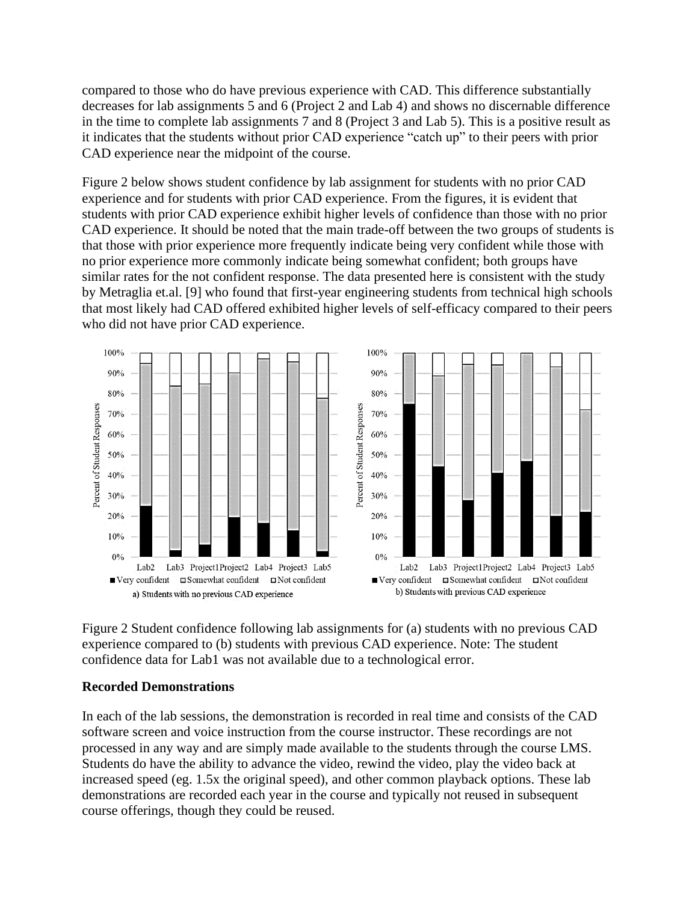compared to those who do have previous experience with CAD. This difference substantially decreases for lab assignments 5 and 6 (Project 2 and Lab 4) and shows no discernable difference in the time to complete lab assignments 7 and 8 (Project 3 and Lab 5). This is a positive result as it indicates that the students without prior CAD experience "catch up" to their peers with prior CAD experience near the midpoint of the course.

Figure 2 below shows student confidence by lab assignment for students with no prior CAD experience and for students with prior CAD experience. From the figures, it is evident that students with prior CAD experience exhibit higher levels of confidence than those with no prior CAD experience. It should be noted that the main trade-off between the two groups of students is that those with prior experience more frequently indicate being very confident while those with no prior experience more commonly indicate being somewhat confident; both groups have similar rates for the not confident response. The data presented here is consistent with the study by Metraglia et.al. [9] who found that first-year engineering students from technical high schools that most likely had CAD offered exhibited higher levels of self-efficacy compared to their peers who did not have prior CAD experience.

Figure 2 Student confidence following lab assignments for (a) students with no previous CAD experience compared to (b) students with previous CAD experience. Note: The student confidence data for Lab1 was not available due to a technological error.

**Recorded Demonstrations**

In each of the lab sessions, the demonstration is recorded in real time and consists of the CAD software screen and voice instruction from the course instructor. These recordings are not processed in any way and are simply made available to the students through the course LMS. Students do have the ability to advance the video, rewind the video, play the video back at increased speed (eg. 1.5x the original speed), and other common playback options. These lab demonstrations are recorded each year in the course and typically not reused in subsequent course offerings, though they could be reused.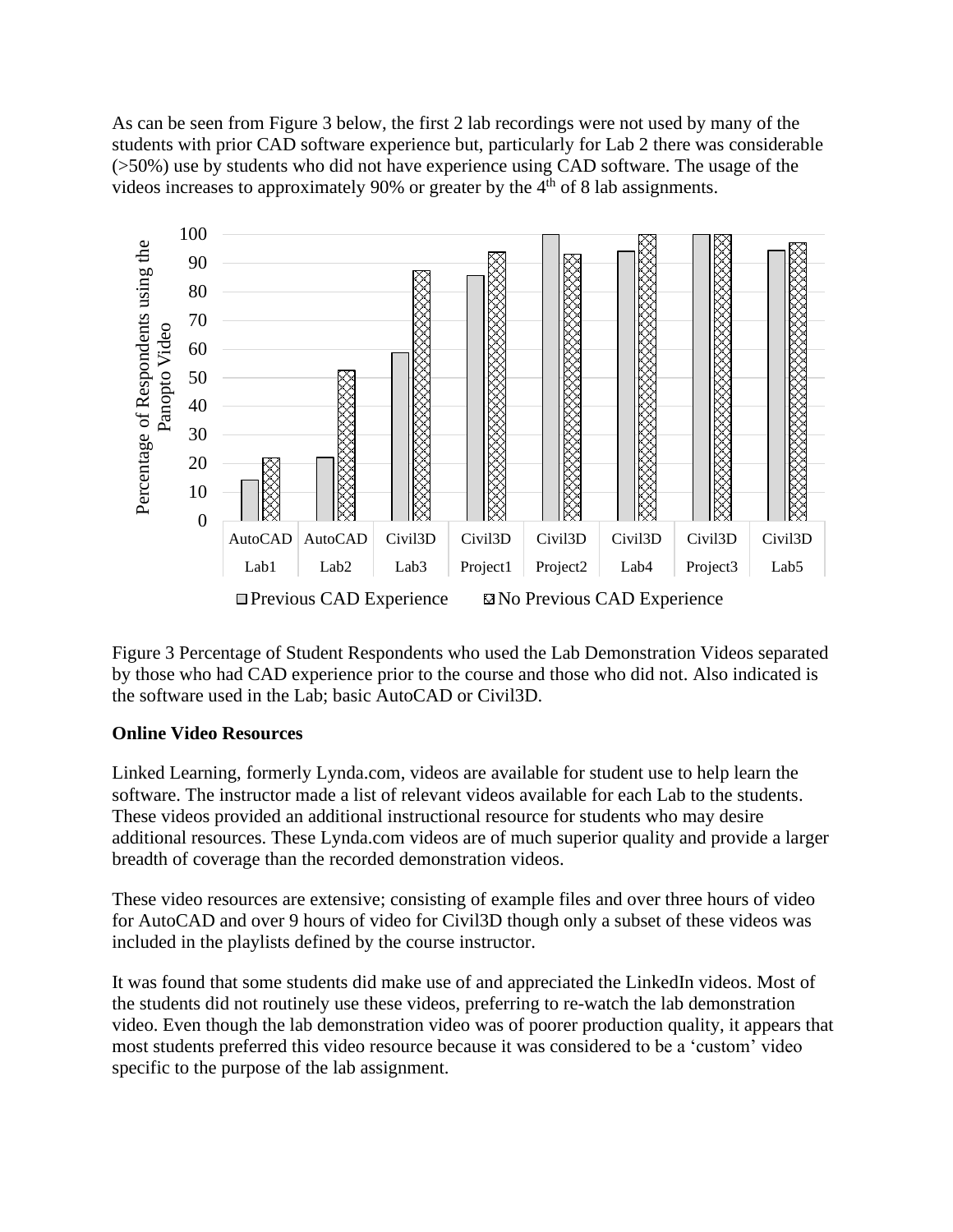As can be seen from Figure 3 below, the first 2 lab recordings were not used by many of the students with prior CAD software experience but, particularly for Lab 2 there was considerable (>50%) use by students who did not have experience using CAD software. The usage of the videos increases to approximately 90% or greater by the 4th of 8 lab assignments.

Figure 3 Percentage of Student Respondents who used the Lab Demonstration Videos separated by those who had CAD experience prior to the course and those who did not. Also indicated is the software used in the Lab; basic AutoCAD or Civil3D.

**Online Video Resources**

Linked Learning, formerly Lynda.com, videos are available for student use to help learn the software. The instructor made a list of relevant videos available for each Lab to the students. These videos provided an additional instructional resource for students who may desire additional resources. These Lynda.com videos are of much superior quality and provide a larger breadth of coverage than the recorded demonstration videos.

These video resources are extensive; consisting of example files and over three hours of video for AutoCAD and over 9 hours of video for Civil3D though only a subset of these videos was included in the playlists defined by the course instructor.

It was found that some students did make use of and appreciated the LinkedIn videos. Most of the students did not routinely use these videos, preferring to re-watch the lab demonstration video. Even though the lab demonstration video was of poorer production quality, it appears that most students preferred this video resource because it was considered to be a 'custom' video specific to the purpose of the lab assignment.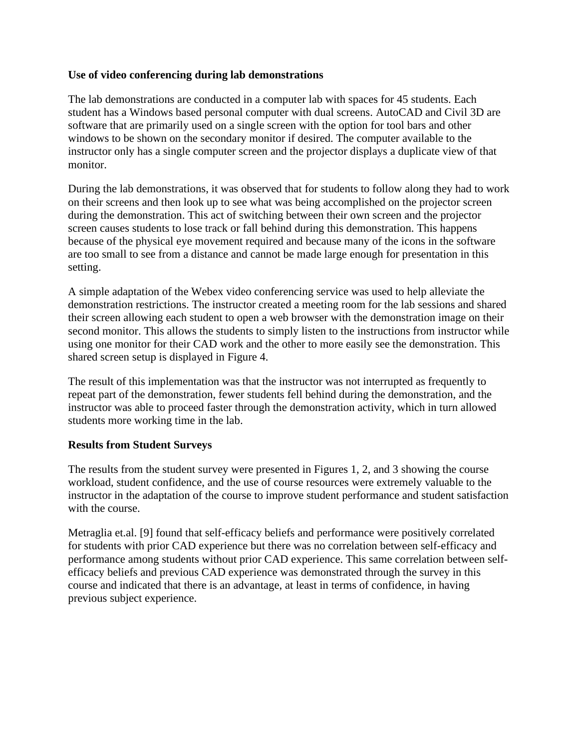**Use of video conferencing during lab demonstrations**

The lab demonstrations are conducted in a computer lab with spaces for 45 students. Each student has a Windows based personal computer with dual screens. AutoCAD and Civil 3D are software that are primarily used on a single screen with the option for tool bars and other windows to be shown on the secondary monitor if desired. The computer available to the instructor only has a single computer screen and the projector displays a duplicate view of that monitor.

During the lab demonstrations, it was observed that for students to follow along they had to work on their screens and then look up to see what was being accomplished on the projector screen during the demonstration. This act of switching between their own screen and the projector screen causes students to lose track or fall behind during this demonstration. This happens because of the physical eye movement required and because many of the icons in the software are too small to see from a distance and cannot be made large enough for presentation in this setting.

A simple adaptation of the Webex video conferencing service was used to help alleviate the demonstration restrictions. The instructor created a meeting room for the lab sessions and shared their screen allowing each student to open a web browser with the demonstration image on their second monitor. This allows the students to simply listen to the instructions from instructor while using one monitor for their CAD work and the other to more easily see the demonstration. This shared screen setup is displayed in Figure 4.

The result of this implementation was that the instructor was not interrupted as frequently to repeat part of the demonstration, fewer students fell behind during the demonstration, and the instructor was able to proceed faster through the demonstration activity, which in turn allowed students more working time in the lab.

**Results from Student Surveys**

The results from the student survey were presented in Figures 1, 2, and 3 showing the course workload, student confidence, and the use of course resources were extremely valuable to the instructor in the adaptation of the course to improve student performance and student satisfaction with the course.

Metraglia et.al. [9] found that self-efficacy beliefs and performance were positively correlated for students with prior CAD experience but there was no correlation between self-efficacy and performance among students without prior CAD experience. This same correlation between self-efficacy beliefs and previous CAD experience was demonstrated through the survey in this course and indicated that there is an advantage, at least in terms of confidence, in having previous subject experience.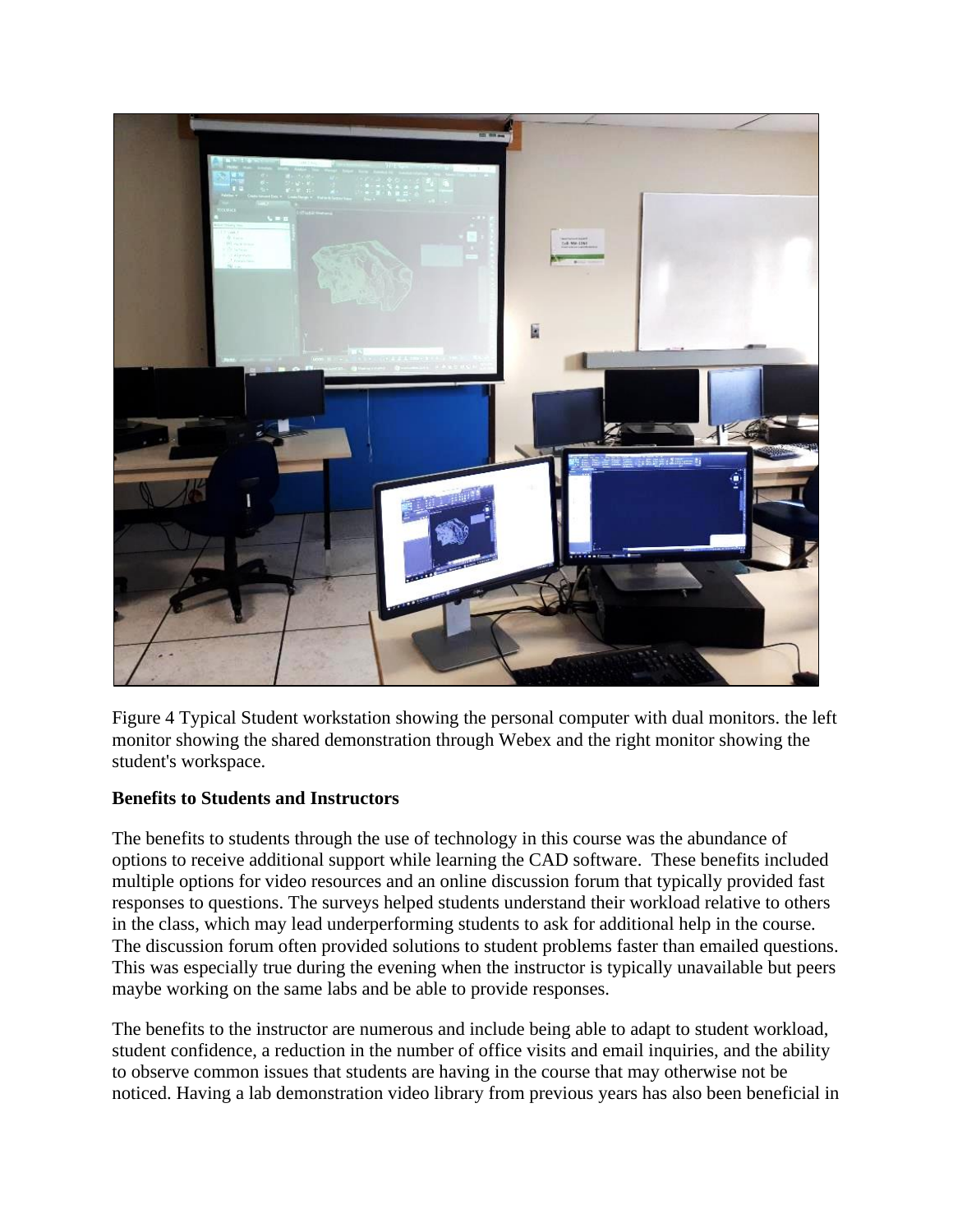Figure 4 Typical Student workstation showing the personal computer with dual monitors. the left monitor showing the shared demonstration through Webex and the right monitor showing the student's workspace.

**Benefits to Students and Instructors**

The benefits to students through the use of technology in this course was the abundance of options to receive additional support while learning the CAD software. These benefits included multiple options for video resources and an online discussion forum that typically provided fast responses to questions. The surveys helped students understand their workload relative to others in the class, which may lead underperforming students to ask for additional help in the course. The discussion forum often provided solutions to student problems faster than emailed questions. This was especially true during the evening when the instructor is typically unavailable but peers maybe working on the same labs and be able to provide responses.

The benefits to the instructor are numerous and include being able to adapt to student workload, student confidence, a reduction in the number of office visits and email inquiries, and the ability to observe common issues that students are having in the course that may otherwise not be noticed. Having a lab demonstration video library from previous years has also been beneficial in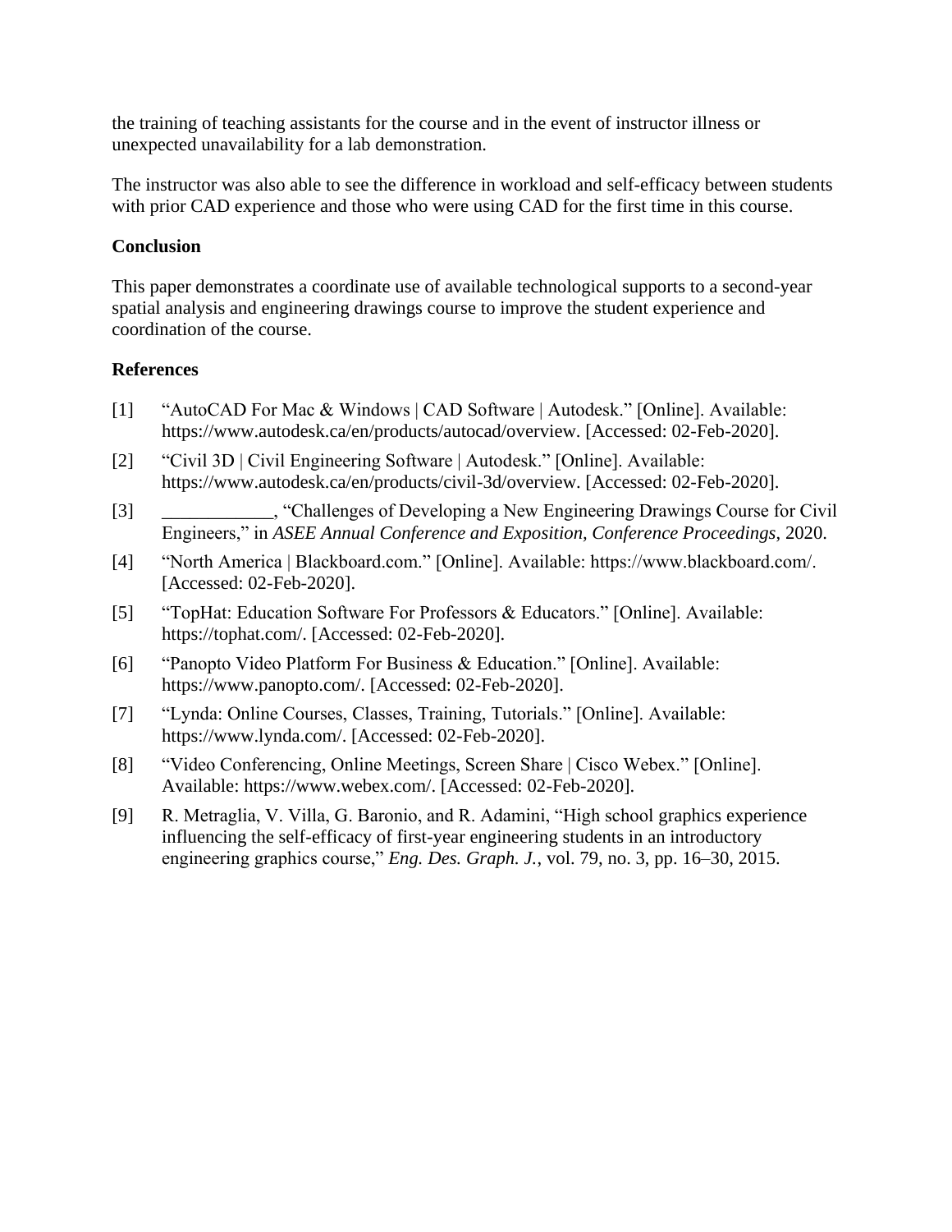the training of teaching assistants for the course and in the event of instructor illness or unexpected unavailability for a lab demonstration.

The instructor was also able to see the difference in workload and self-efficacy between students with prior CAD experience and those who were using CAD for the first time in this course.

## Conclusion

This paper demonstrates a coordinate use of available technological supports to a second-year spatial analysis and engineering drawings course to improve the student experience and coordination of the course.

## References

[1] "AutoCAD For Mac & Windows | CAD Software | Autodesk." [Online]. Available: https://www.autodesk.ca/en/products/autocad/overview. [Accessed: 02-Feb-2020].

[2] "Civil 3D | Civil Engineering Software | Autodesk." [Online]. Available: https://www.autodesk.ca/en/products/civil-3d/overview. [Accessed: 02-Feb-2020].

[3] ____________, "Challenges of Developing a New Engineering Drawings Course for Civil Engineers," in *ASEE Annual Conference and Exposition, Conference Proceedings*, 2020.

[4] "North America | Blackboard.com." [Online]. Available: https://www.blackboard.com/. [Accessed: 02-Feb-2020].

[5] "TopHat: Education Software For Professors & Educators." [Online]. Available: https://tophat.com/. [Accessed: 02-Feb-2020].

[6] "Panopto Video Platform For Business & Education." [Online]. Available: https://www.panopto.com/. [Accessed: 02-Feb-2020].

[7] "Lynda: Online Courses, Classes, Training, Tutorials." [Online]. Available: https://www.lynda.com/. [Accessed: 02-Feb-2020].

[8] "Video Conferencing, Online Meetings, Screen Share | Cisco Webex." [Online]. Available: https://www.webex.com/. [Accessed: 02-Feb-2020].

[9] R. Metraglia, V. Villa, G. Baronio, and R. Adamini, "High school graphics experience influencing the self-efficacy of first-year engineering students in an introductory engineering graphics course," *Eng. Des. Graph. J.*, vol. 79, no. 3, pp. 16–30, 2015.